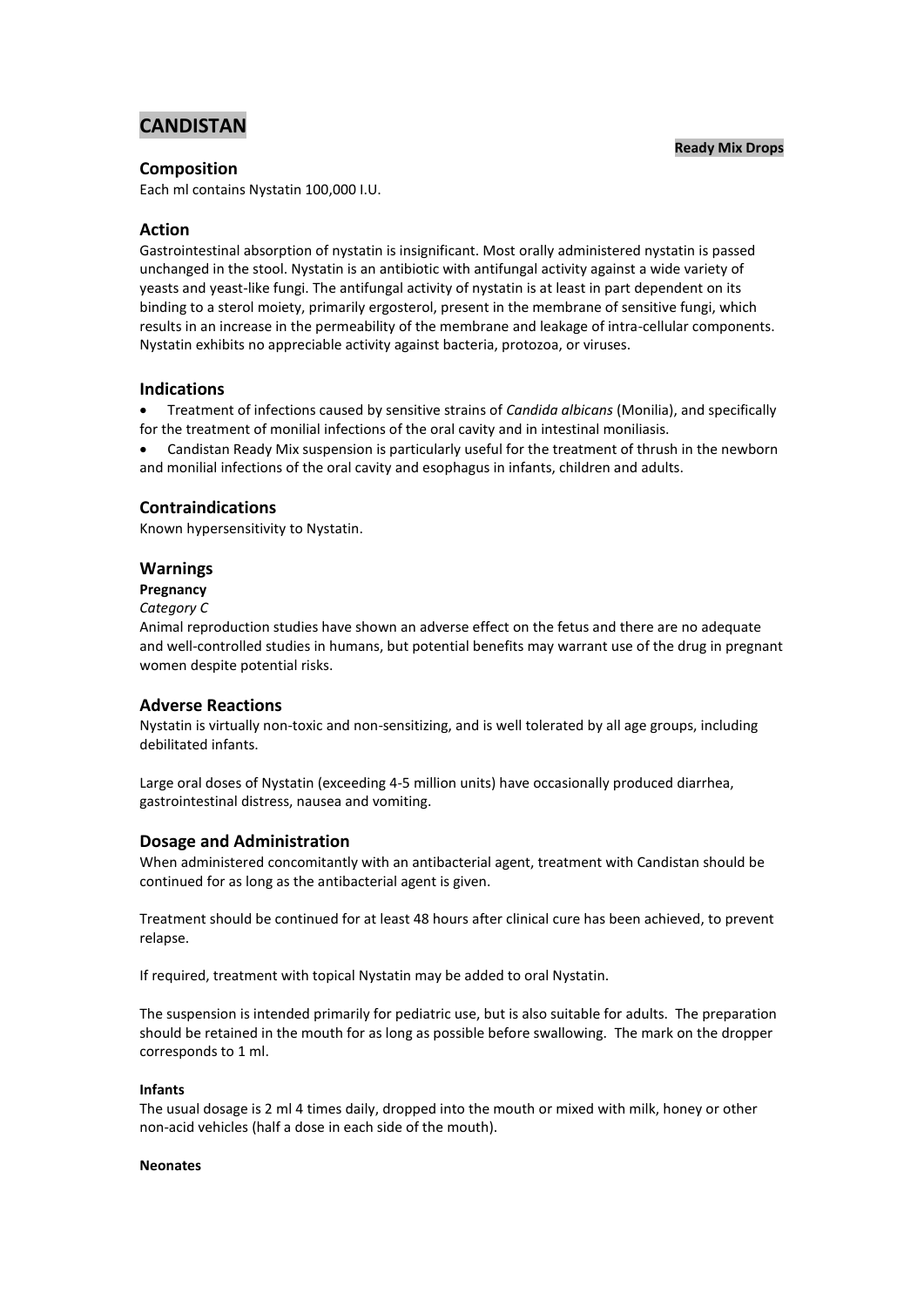# CANDISTAN

**Ready Mix Drops**

## Composition

Each ml contains Nystatin 100,000 I.U.

## Action

Gastrointestinal absorption of nystatin is insignificant. Most orally administered nystatin is passed unchanged in the stool. Nystatin is an antibiotic with antifungal activity against a wide variety of yeasts and yeast-like fungi. The antifungal activity of nystatin is at least in part dependent on its binding to a sterol moiety, primarily ergosterol, present in the membrane of sensitive fungi, which results in an increase in the permeability of the membrane and leakage of intra-cellular components. Nystatin exhibits no appreciable activity against bacteria, protozoa, or viruses.

## Indications

- Treatment of infections caused by sensitive strains of *Candida albicans* (Monilia), and specifically for the treatment of monilial infections of the oral cavity and in intestinal moniliasis.
- Candistan Ready Mix suspension is particularly useful for the treatment of thrush in the newborn and monilial infections of the oral cavity and esophagus in infants, children and adults.

## Contraindications

Known hypersensitivity to Nystatin.

## Warnings

**Pregnancy**

*Category C*

Animal reproduction studies have shown an adverse effect on the fetus and there are no adequate and well-controlled studies in humans, but potential benefits may warrant use of the drug in pregnant women despite potential risks.

## Adverse Reactions

Nystatin is virtually non-toxic and non-sensitizing, and is well tolerated by all age groups, including debilitated infants.

Large oral doses of Nystatin (exceeding 4-5 million units) have occasionally produced diarrhea, gastrointestinal distress, nausea and vomiting.

## Dosage and Administration

When administered concomitantly with an antibacterial agent, treatment with Candistan should be continued for as long as the antibacterial agent is given.

Treatment should be continued for at least 48 hours after clinical cure has been achieved, to prevent relapse.

If required, treatment with topical Nystatin may be added to oral Nystatin.

The suspension is intended primarily for pediatric use, but is also suitable for adults. The preparation should be retained in the mouth for as long as possible before swallowing. The mark on the dropper corresponds to 1 ml.

**Infants**

The usual dosage is 2 ml 4 times daily, dropped into the mouth or mixed with milk, honey or other non-acid vehicles (half a dose in each side of the mouth).

**Neonates**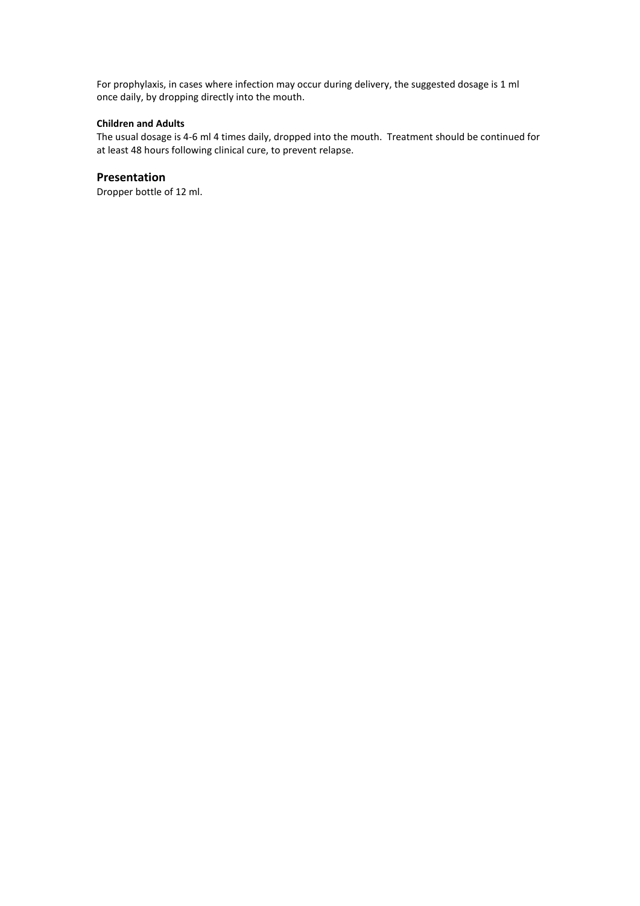For prophylaxis, in cases where infection may occur during delivery, the suggested dosage is 1 ml once daily, by dropping directly into the mouth.

#### Children and Adults

The usual dosage is 4-6 ml 4 times daily, dropped into the mouth. Treatment should be continued for at least 48 hours following clinical cure, to prevent relapse.

## Presentation

Dropper bottle of 12 ml.